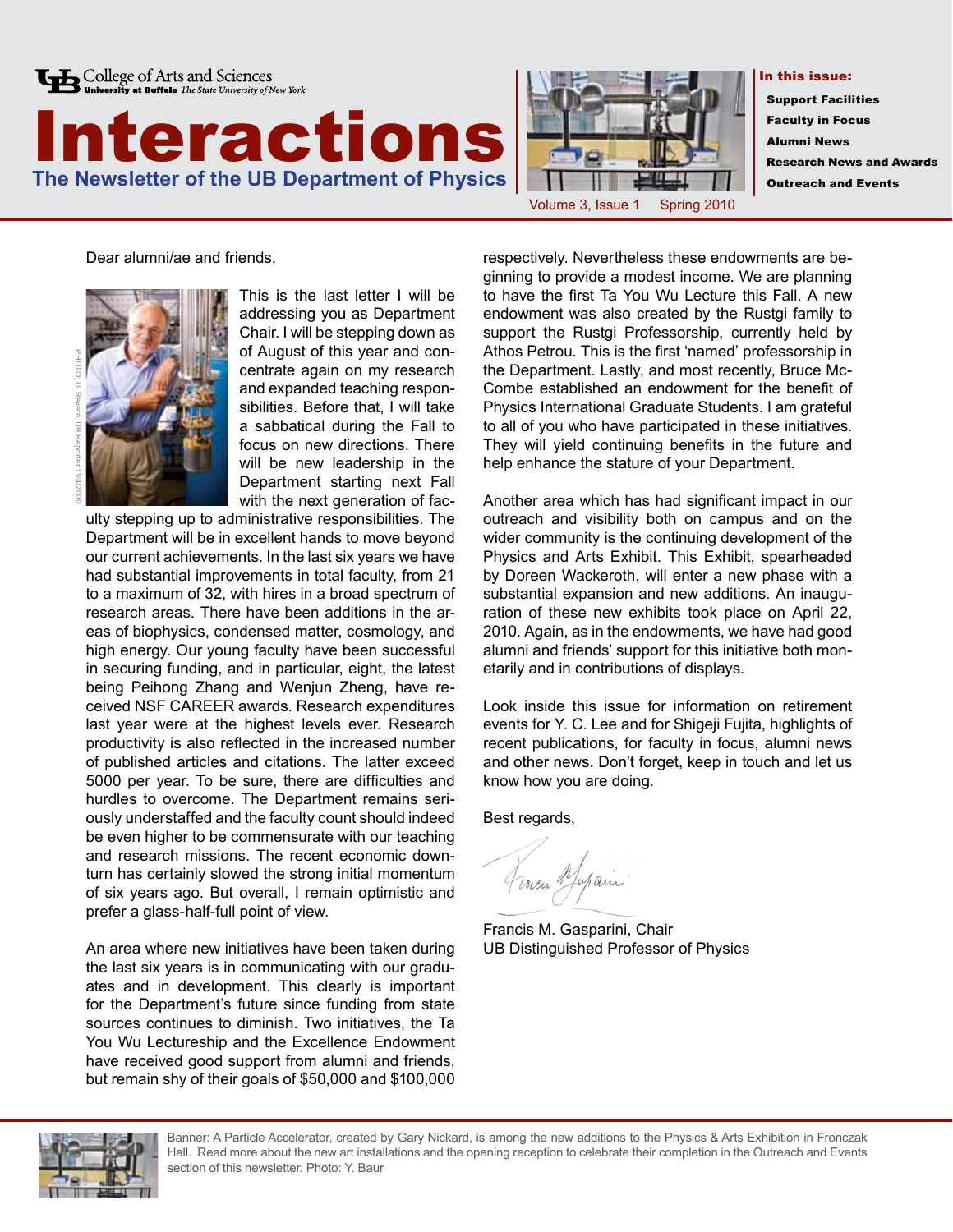College of Arts and Sciences
University at Buffalo *The State University of New York*

# Interactions

## The Newsletter of the UB Department of Physics

Volume 3, Issue 1 Spring 2010

**In this issue:**

- **Support Facilities**
- **Faculty in Focus**
- **Alumni News**
- **Research News and Awards**
- **Outreach and Events**

Dear alumni/ae and friends,

PHOTO: D. Revere, UB Reporter 11/4/2009

This is the last letter I will be addressing you as Department Chair. I will be stepping down as of August of this year and concentrate again on my research and expanded teaching responsibilities. Before that, I will take a sabbatical during the Fall to focus on new directions. There will be new leadership in the Department starting next Fall with the next generation of faculty stepping up to administrative responsibilities. The Department will be in excellent hands to move beyond our current achievements. In the last six years we have had substantial improvements in total faculty, from 21 to a maximum of 32, with hires in a broad spectrum of research areas. There have been additions in the areas of biophysics, condensed matter, cosmology, and high energy. Our young faculty have been successful in securing funding, and in particular, eight, the latest being Peihong Zhang and Wenjun Zheng, have received NSF CAREER awards. Research expenditures last year were at the highest levels ever. Research productivity is also reflected in the increased number of published articles and citations. The latter exceed 5000 per year. To be sure, there are difficulties and hurdles to overcome. The Department remains seriously understaffed and the faculty count should indeed be even higher to be commensurate with our teaching and research missions. The recent economic downturn has certainly slowed the strong initial momentum of six years ago. But overall, I remain optimistic and prefer a glass-half-full point of view.

An area where new initiatives have been taken during the last six years is in communicating with our graduates and in development. This clearly is important for the Department's future since funding from state sources continues to diminish. Two initiatives, the Ta You Wu Lectureship and the Excellence Endowment have received good support from alumni and friends, but remain shy of their goals of $50,000 and $100,000 respectively. Nevertheless these endowments are beginning to provide a modest income. We are planning to have the first Ta You Wu Lecture this Fall. A new endowment was also created by the Rustgi family to support the Rustgi Professorship, currently held by Athos Petrou. This is the first 'named' professorship in the Department. Lastly, and most recently, Bruce McCombe established an endowment for the benefit of Physics International Graduate Students. I am grateful to all of you who have participated in these initiatives. They will yield continuing benefits in the future and help enhance the stature of your Department.

Another area which has had significant impact in our outreach and visibility both on campus and on the wider community is the continuing development of the Physics and Arts Exhibit. This Exhibit, spearheaded by Doreen Wackeroth, will enter a new phase with a substantial expansion and new additions. An inauguration of these new exhibits took place on April 22, 2010. Again, as in the endowments, we have had good alumni and friends' support for this initiative both monetarily and in contributions of displays.

Look inside this issue for information on retirement events for Y. C. Lee and for Shigeji Fujita, highlights of recent publications, for faculty in focus, alumni news and other news. Don't forget, keep in touch and let us know how you are doing.

Best regards,

Francis M. Gasparini, Chair
UB Distinguished Professor of Physics

Banner: A Particle Accelerator, created by Gary Nickard, is among the new additions to the Physics & Arts Exhibition in Fronczak Hall. Read more about the new art installations and the opening reception to celebrate their completion in the Outreach and Events section of this newsletter. Photo: Y. Baur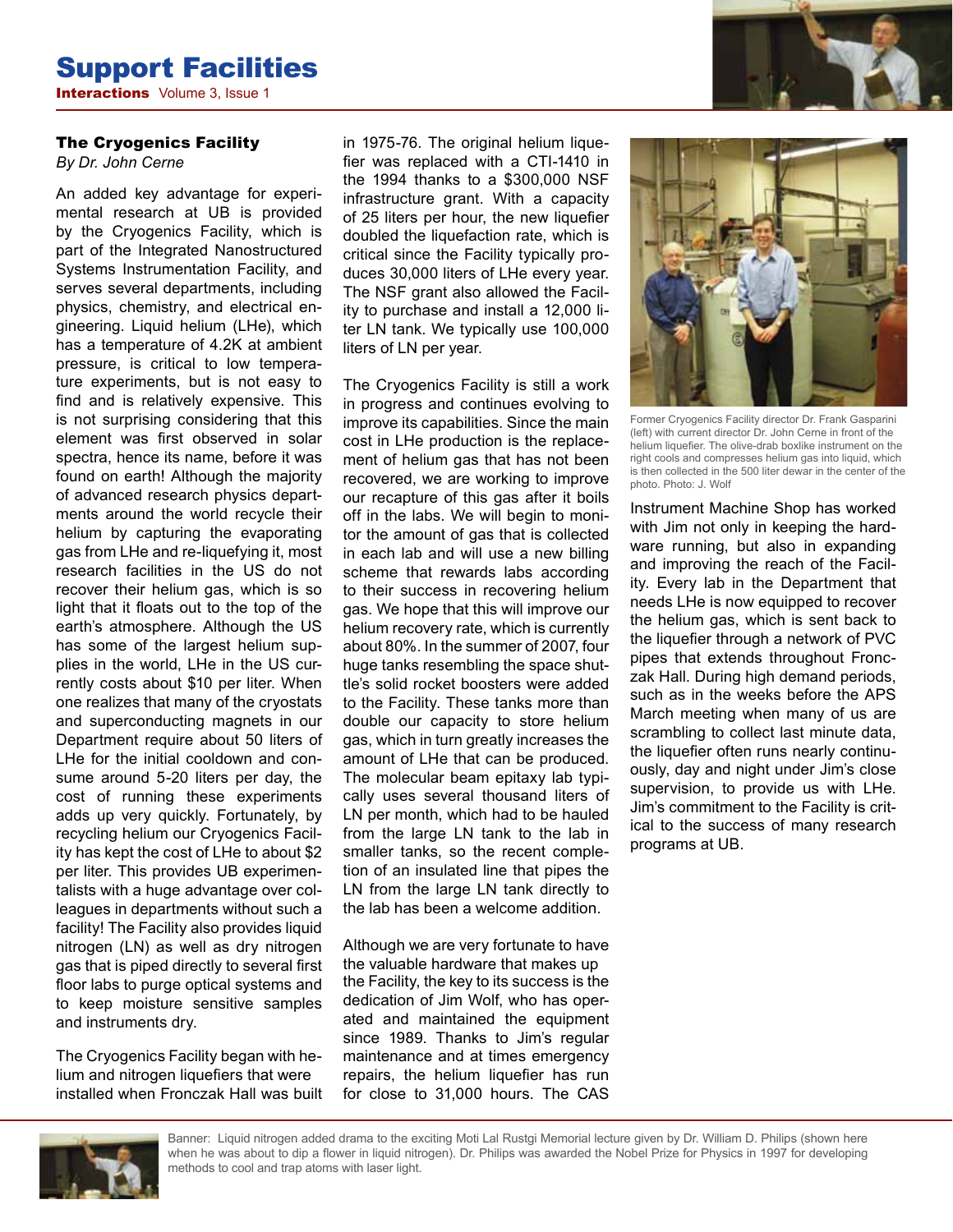# Support Facilities

## The Cryogenics Facility

*By Dr. John Cerne*

An added key advantage for experimental research at UB is provided by the Cryogenics Facility, which is part of the Integrated Nanostructured Systems Instrumentation Facility, and serves several departments, including physics, chemistry, and electrical engineering. Liquid helium (LHe), which has a temperature of 4.2K at ambient pressure, is critical to low temperature experiments, but is not easy to find and is relatively expensive. This is not surprising considering that this element was first observed in solar spectra, hence its name, before it was found on earth! Although the majority of advanced research physics departments around the world recycle their helium by capturing the evaporating gas from LHe and re-liquefying it, most research facilities in the US do not recover their helium gas, which is so light that it floats out to the top of the earth's atmosphere. Although the US has some of the largest helium supplies in the world, LHe in the US currently costs about $10 per liter. When one realizes that many of the cryostats and superconducting magnets in our Department require about 50 liters of LHe for the initial cooldown and consume around 5-20 liters per day, the cost of running these experiments adds up very quickly. Fortunately, by recycling helium our Cryogenics Facility has kept the cost of LHe to about $2 per liter. This provides UB experimentalists with a huge advantage over colleagues in departments without such a facility! The Facility also provides liquid nitrogen (LN) as well as dry nitrogen gas that is piped directly to several first floor labs to purge optical systems and to keep moisture sensitive samples and instruments dry.

The Cryogenics Facility began with helium and nitrogen liquefiers that were installed when Fronczak Hall was built in 1975-76. The original helium liquefier was replaced with a CTI-1410 in the 1994 thanks to a $300,000 NSF infrastructure grant. With a capacity of 25 liters per hour, the new liquefier doubled the liquefaction rate, which is critical since the Facility typically produces 30,000 liters of LHe every year. The NSF grant also allowed the Facility to purchase and install a 12,000 liter LN tank. We typically use 100,000 liters of LN per year.

The Cryogenics Facility is still a work in progress and continues evolving to improve its capabilities. Since the main cost in LHe production is the replacement of helium gas that has not been recovered, we are working to improve our recapture of this gas after it boils off in the labs. We will begin to monitor the amount of gas that is collected in each lab and will use a new billing scheme that rewards labs according to their success in recovering helium gas. We hope that this will improve our helium recovery rate, which is currently about 80%. In the summer of 2007, four huge tanks resembling the space shuttle's solid rocket boosters were added to the Facility. These tanks more than double our capacity to store helium gas, which in turn greatly increases the amount of LHe that can be produced. The molecular beam epitaxy lab typically uses several thousand liters of LN per month, which had to be hauled from the large LN tank to the lab in smaller tanks, so the recent completion of an insulated line that pipes the LN from the large LN tank directly to the lab has been a welcome addition.

Although we are very fortunate to have the valuable hardware that makes up the Facility, the key to its success is the dedication of Jim Wolf, who has operated and maintained the equipment since 1989. Thanks to Jim's regular maintenance and at times emergency repairs, the helium liquefier has run for close to 31,000 hours. The CAS Instrument Machine Shop has worked with Jim not only in keeping the hardware running, but also in expanding and improving the reach of the Facility. Every lab in the Department that needs LHe is now equipped to recover the helium gas, which is sent back to the liquefier through a network of PVC pipes that extends throughout Fronczak Hall. During high demand periods, such as in the weeks before the APS March meeting when many of us are scrambling to collect last minute data, the liquefier often runs nearly continuously, day and night under Jim's close supervision, to provide us with LHe. Jim's commitment to the Facility is critical to the success of many research programs at UB.

Former Cryogenics Facility director Dr. Frank Gasparini (left) with current director Dr. John Cerne in front of the helium liquefier. The olive-drab boxlike instrument on the right cools and compresses helium gas into liquid, which is then collected in the 500 liter dewar in the center of the photo. Photo: J. Wolf

Banner: Liquid nitrogen added drama to the exciting Moti Lal Rustgi Memorial lecture given by Dr. William D. Philips (shown here when he was about to dip a flower in liquid nitrogen). Dr. Philips was awarded the Nobel Prize for Physics in 1997 for developing methods to cool and trap atoms with laser light.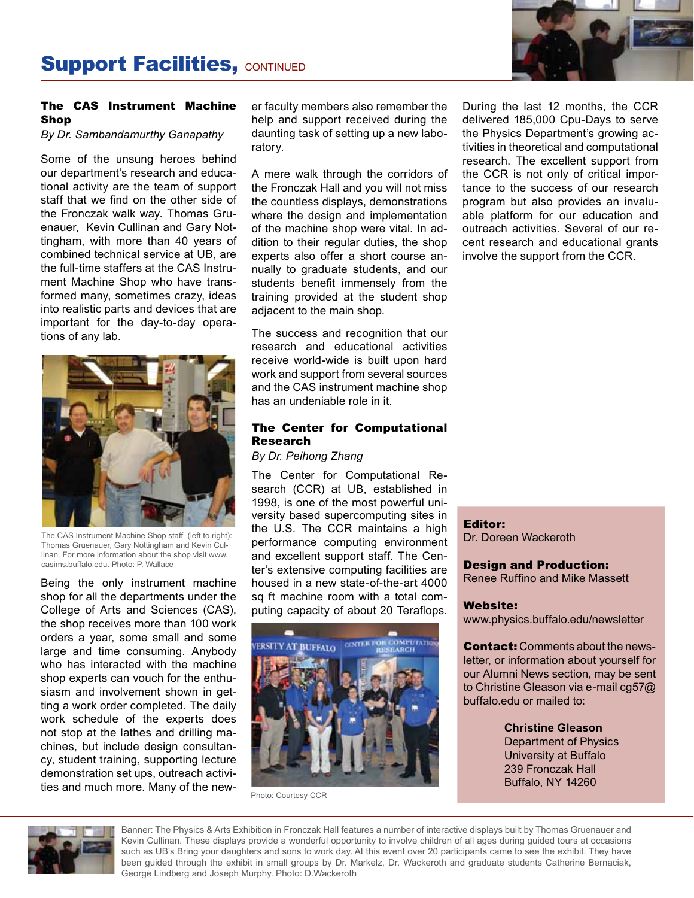## Support Facilities, CONTINUED

### The CAS Instrument Machine Shop

*By Dr. Sambandamurthy Ganapathy*

Some of the unsung heroes behind our department's research and educational activity are the team of support staff that we find on the other side of the Fronczak walk way. Thomas Gruenauer, Kevin Cullinan and Gary Nottingham, with more than 40 years of combined technical service at UB, are the full-time staffers at the CAS Instrument Machine Shop who have transformed many, sometimes crazy, ideas into realistic parts and devices that are important for the day-to-day operations of any lab.

The CAS Instrument Machine Shop staff (left to right): Thomas Gruenauer, Gary Nottingham and Kevin Cullinan. For more information about the shop visit www.casims.buffalo.edu. Photo: P. Wallace

Being the only instrument machine shop for all the departments under the College of Arts and Sciences (CAS), the shop receives more than 100 work orders a year, some small and some large and time consuming. Anybody who has interacted with the machine shop experts can vouch for the enthusiasm and involvement shown in getting a work order completed. The daily work schedule of the experts does not stop at the lathes and drilling machines, but include design consultancy, student training, supporting lecture demonstration set ups, outreach activities and much more. Many of the newer faculty members also remember the help and support received during the daunting task of setting up a new laboratory.

A mere walk through the corridors of the Fronczak Hall and you will not miss the countless displays, demonstrations where the design and implementation of the machine shop were vital. In addition to their regular duties, the shop experts also offer a short course annually to graduate students, and our students benefit immensely from the training provided at the student shop adjacent to the main shop.

The success and recognition that our research and educational activities receive world-wide is built upon hard work and support from several sources and the CAS instrument machine shop has an undeniable role in it.

### The Center for Computational Research

*By Dr. Peihong Zhang*

The Center for Computational Research (CCR) at UB, established in 1998, is one of the most powerful university based supercomputing sites in the U.S. The CCR maintains a high performance computing environment and excellent support staff. The Center's extensive computing facilities are housed in a new state-of-the-art 4000 sq ft machine room with a total computing capacity of about 20 Teraflops.

Photo: Courtesy CCR

During the last 12 months, the CCR delivered 185,000 Cpu-Days to serve the Physics Department's growing activities in theoretical and computational research. The excellent support from the CCR is not only of critical importance to the success of our research program but also provides an invaluable platform for our education and outreach activities. Several of our recent research and educational grants involve the support from the CCR.

**Editor:**
Dr. Doreen Wackeroth

**Design and Production:**
Renee Ruffino and Mike Massett

**Website:**
www.physics.buffalo.edu/newsletter

**Contact:** Comments about the newsletter, or information about yourself for our Alumni News section, may be sent to Christine Gleason via e-mail cg57@buffalo.edu or mailed to:

**Christine Gleason**
Department of Physics
University at Buffalo
239 Fronczak Hall
Buffalo, NY 14260

Banner: The Physics & Arts Exhibition in Fronczak Hall features a number of interactive displays built by Thomas Gruenauer and Kevin Cullinan. These displays provide a wonderful opportunity to involve children of all ages during guided tours at occasions such as UB's Bring your daughters and sons to work day. At this event over 20 participants came to see the exhibit. They have been guided through the exhibit in small groups by Dr. Markelz, Dr. Wackeroth and graduate students Catherine Bernaciak, George Lindberg and Joseph Murphy. Photo: D.Wackeroth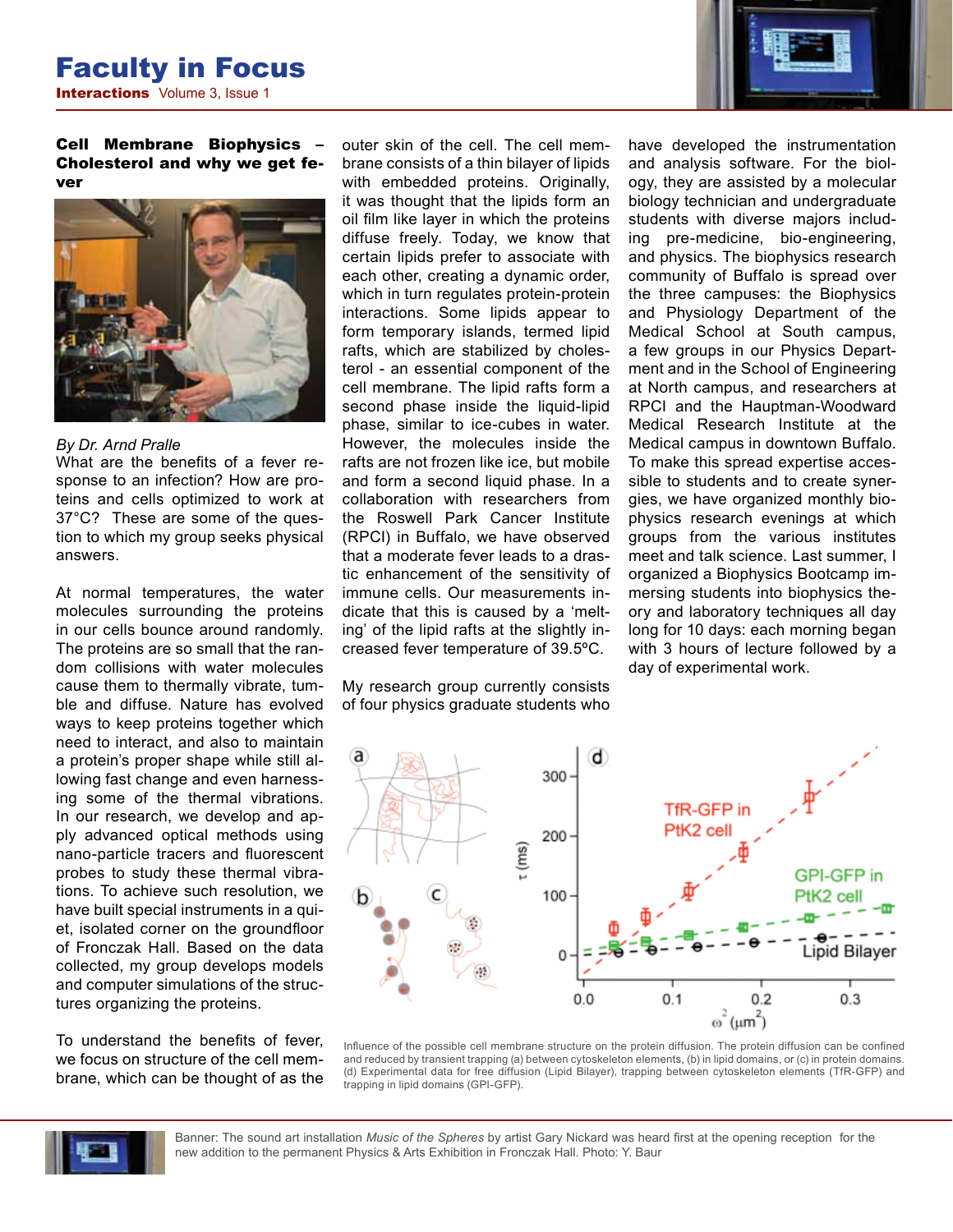# Faculty in Focus

## Cell Membrane Biophysics – Cholesterol and why we get fever

*By Dr. Arnd Pralle*

What are the benefits of a fever response to an infection? How are proteins and cells optimized to work at 37°C? These are some of the question to which my group seeks physical answers.

At normal temperatures, the water molecules surrounding the proteins in our cells bounce around randomly. The proteins are so small that the random collisions with water molecules cause them to thermally vibrate, tumble and diffuse. Nature has evolved ways to keep proteins together which need to interact, and also to maintain a protein's proper shape while still allowing fast change and even harnessing some of the thermal vibrations. In our research, we develop and apply advanced optical methods using nano-particle tracers and fluorescent probes to study these thermal vibrations. To achieve such resolution, we have built special instruments in a quiet, isolated corner on the groundfloor of Fronczak Hall. Based on the data collected, my group develops models and computer simulations of the structures organizing the proteins.

To understand the benefits of fever, we focus on structure of the cell membrane, which can be thought of as the outer skin of the cell. The cell membrane consists of a thin bilayer of lipids with embedded proteins. Originally, it was thought that the lipids form an oil film like layer in which the proteins diffuse freely. Today, we know that certain lipids prefer to associate with each other, creating a dynamic order, which in turn regulates protein-protein interactions. Some lipids appear to form temporary islands, termed lipid rafts, which are stabilized by cholesterol - an essential component of the cell membrane. The lipid rafts form a second phase inside the liquid-lipid phase, similar to ice-cubes in water. However, the molecules inside the rafts are not frozen like ice, but mobile and form a second liquid phase. In a collaboration with researchers from the Roswell Park Cancer Institute (RPCI) in Buffalo, we have observed that a moderate fever leads to a drastic enhancement of the sensitivity of immune cells. Our measurements indicate that this is caused by a 'melting' of the lipid rafts at the slightly increased fever temperature of 39.5ºC.

My research group currently consists of four physics graduate students who have developed the instrumentation and analysis software. For the biology, they are assisted by a molecular biology technician and undergraduate students with diverse majors including pre-medicine, bio-engineering, and physics. The biophysics research community of Buffalo is spread over the three campuses: the Biophysics and Physiology Department of the Medical School at South campus, a few groups in our Physics Department and in the School of Engineering at North campus, and researchers at RPCI and the Hauptman-Woodward Medical Research Institute at the Medical campus in downtown Buffalo. To make this spread expertise accessible to students and to create synergies, we have organized monthly biophysics research evenings at which groups from the various institutes meet and talk science. Last summer, I organized a Biophysics Bootcamp immersing students into biophysics theory and laboratory techniques all day long for 10 days: each morning began with 3 hours of lecture followed by a day of experimental work.

Influence of the possible cell membrane structure on the protein diffusion. The protein diffusion can be confined and reduced by transient trapping (a) between cytoskeleton elements, (b) in lipid domains, or (c) in protein domains. (d) Experimental data for free diffusion (Lipid Bilayer), trapping between cytoskeleton elements (TfR-GFP) and trapping in lipid domains (GPI-GFP).

Banner: The sound art installation *Music of the Spheres* by artist Gary Nickard was heard first at the opening reception for the new addition to the permanent Physics & Arts Exhibition in Fronczak Hall. Photo: Y. Baur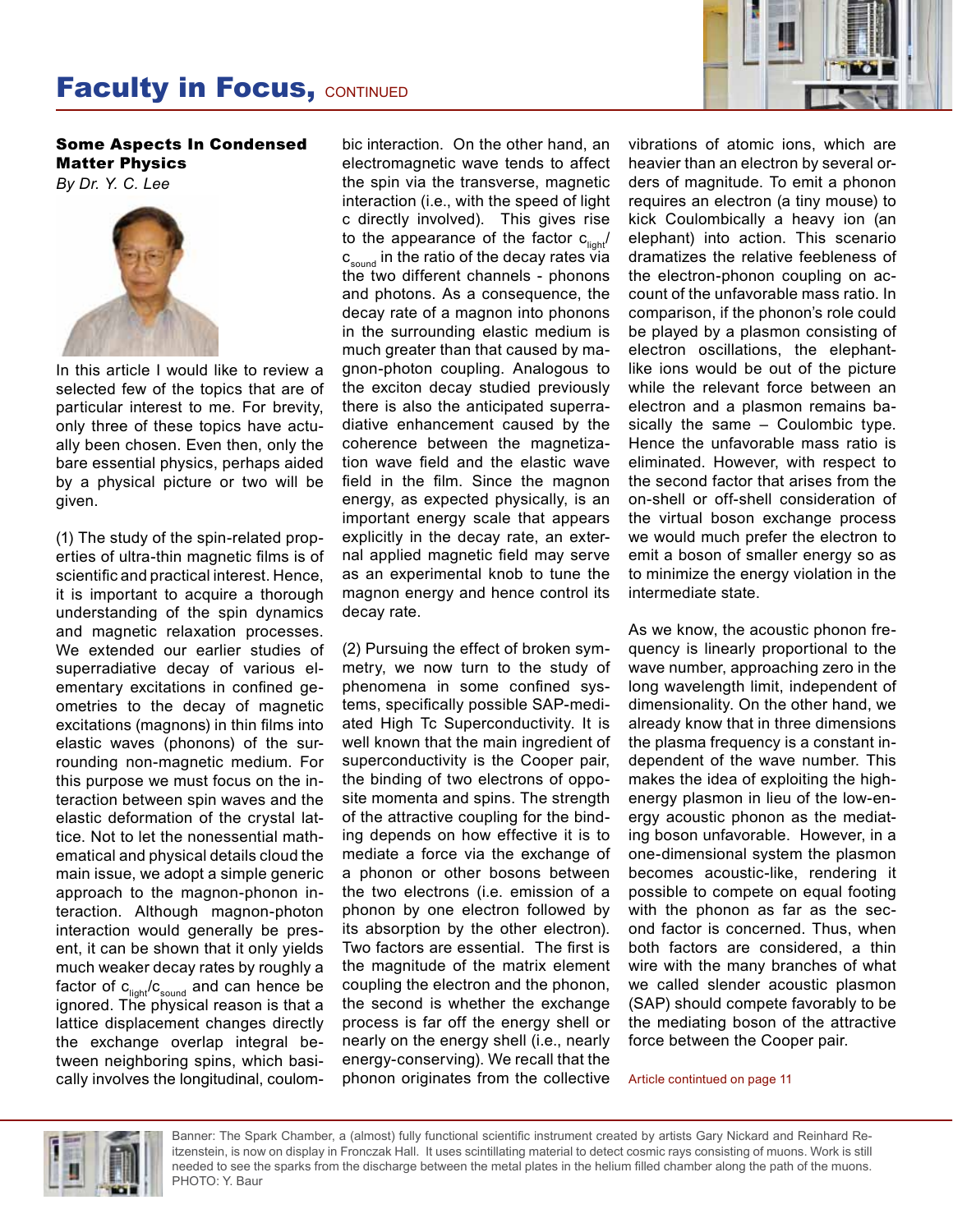# Faculty in Focus, CONTINUED

### Some Aspects In Condensed Matter Physics

*By Dr. Y. C. Lee*

In this article I would like to review a selected few of the topics that are of particular interest to me. For brevity, only three of these topics have actually been chosen. Even then, only the bare essential physics, perhaps aided by a physical picture or two will be given.

(1) The study of the spin-related properties of ultra-thin magnetic films is of scientific and practical interest. Hence, it is important to acquire a thorough understanding of the spin dynamics and magnetic relaxation processes. We extended our earlier studies of superradiative decay of various elementary excitations in confined geometries to the decay of magnetic excitations (magnons) in thin films into elastic waves (phonons) of the surrounding non-magnetic medium. For this purpose we must focus on the interaction between spin waves and the elastic deformation of the crystal lattice. Not to let the nonessential mathematical and physical details cloud the main issue, we adopt a simple generic approach to the magnon-phonon interaction. Although magnon-photon interaction would generally be present, it can be shown that it only yields much weaker decay rates by roughly a factor of $c_{light}/c_{sound}$ and can hence be ignored. The physical reason is that a lattice displacement changes directly the exchange overlap integral between neighboring spins, which basically involves the longitudinal, coulombic interaction. On the other hand, an electromagnetic wave tends to affect the spin via the transverse, magnetic interaction (i.e., with the speed of light c directly involved). This gives rise to the appearance of the factor $c_{light}/c_{sound}$ in the ratio of the decay rates via the two different channels - phonons and photons. As a consequence, the decay rate of a magnon into phonons in the surrounding elastic medium is much greater than that caused by magnon-photon coupling. Analogous to the exciton decay studied previously there is also the anticipated superradiative enhancement caused by the coherence between the magnetization wave field and the elastic wave field in the film. Since the magnon energy, as expected physically, is an important energy scale that appears explicitly in the decay rate, an external applied magnetic field may serve as an experimental knob to tune the magnon energy and hence control its decay rate.

(2) Pursuing the effect of broken symmetry, we now turn to the study of phenomena in some confined systems, specifically possible SAP-mediated High Tc Superconductivity. It is well known that the main ingredient of superconductivity is the Cooper pair, the binding of two electrons of opposite momenta and spins. The strength of the attractive coupling for the binding depends on how effective it is to mediate a force via the exchange of a phonon or other bosons between the two electrons (i.e. emission of a phonon by one electron followed by its absorption by the other electron). Two factors are essential. The first is the magnitude of the matrix element coupling the electron and the phonon, the second is whether the exchange process is far off the energy shell or nearly on the energy shell (i.e., nearly energy-conserving). We recall that the phonon originates from the collective vibrations of atomic ions, which are heavier than an electron by several orders of magnitude. To emit a phonon requires an electron (a tiny mouse) to kick Coulombically a heavy ion (an elephant) into action. This scenario dramatizes the relative feebleness of the electron-phonon coupling on account of the unfavorable mass ratio. In comparison, if the phonon's role could be played by a plasmon consisting of electron oscillations, the elephant-like ions would be out of the picture while the relevant force between an electron and a plasmon remains basically the same – Coulombic type. Hence the unfavorable mass ratio is eliminated. However, with respect to the second factor that arises from the on-shell or off-shell consideration of the virtual boson exchange process we would much prefer the electron to emit a boson of smaller energy so as to minimize the energy violation in the intermediate state.

As we know, the acoustic phonon frequency is linearly proportional to the wave number, approaching zero in the long wavelength limit, independent of dimensionality. On the other hand, we already know that in three dimensions the plasma frequency is a constant independent of the wave number. This makes the idea of exploiting the high-energy plasmon in lieu of the low-energy acoustic phonon as the mediating boson unfavorable. However, in a one-dimensional system the plasmon becomes acoustic-like, rendering it possible to compete on equal footing with the phonon as far as the second factor is concerned. Thus, when both factors are considered, a thin wire with the many branches of what we called slender acoustic plasmon (SAP) should compete favorably to be the mediating boson of the attractive force between the Cooper pair.

Article contintued on page 11

Banner: The Spark Chamber, a (almost) fully functional scientific instrument created by artists Gary Nickard and Reinhard Reitzenstein, is now on display in Fronczak Hall. It uses scintillating material to detect cosmic rays consisting of muons. Work is still needed to see the sparks from the discharge between the metal plates in the helium filled chamber along the path of the muons. PHOTO: Y. Baur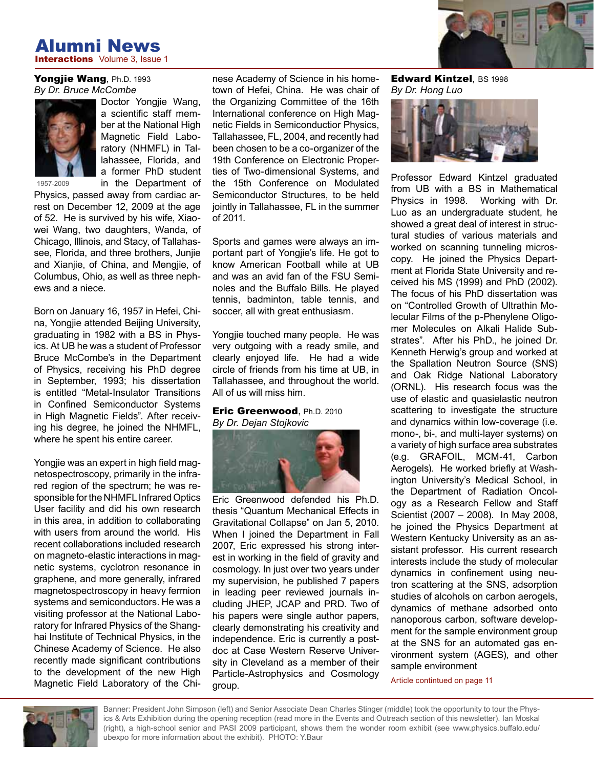# Alumni News

### Yongjie Wang, Ph.D. 1993
*By Dr. Bruce McCombe*

1957-2009

Doctor Yongjie Wang, a scientific staff member at the National High Magnetic Field Laboratory (NHMFL) in Tallahassee, Florida, and a former PhD student in the Department of Physics, passed away from cardiac arrest on December 12, 2009 at the age of 52. He is survived by his wife, Xiaowei Wang, two daughters, Wanda, of Chicago, Illinois, and Stacy, of Tallahassee, Florida, and three brothers, Junjie and Xianjie, of China, and Mengjie, of Columbus, Ohio, as well as three nephews and a niece.

Born on January 16, 1957 in Hefei, China, Yongjie attended Beijing University, graduating in 1982 with a BS in Physics. At UB he was a student of Professor Bruce McCombe's in the Department of Physics, receiving his PhD degree in September, 1993; his dissertation is entitled "Metal-Insulator Transitions in Confined Semiconductor Systems in High Magnetic Fields". After receiving his degree, he joined the NHMFL, where he spent his entire career.

Yongjie was an expert in high field magnetospectroscopy, primarily in the infrared region of the spectrum; he was responsible for the NHMFL Infrared Optics User facility and did his own research in this area, in addition to collaborating with users from around the world. His recent collaborations included research on magneto-elastic interactions in magnetic systems, cyclotron resonance in graphene, and more generally, infrared magnetospectroscopy in heavy fermion systems and semiconductors. He was a visiting professor at the National Laboratory for Infrared Physics of the Shanghai Institute of Technical Physics, in the Chinese Academy of Science. He also recently made significant contributions to the development of the new High Magnetic Field Laboratory of the Chinese Academy of Science in his hometown of Hefei, China. He was chair of the Organizing Committee of the 16th International conference on High Magnetic Fields in Semiconductior Physics, Tallahassee, FL, 2004, and recently had been chosen to be a co-organizer of the 19th Conference on Electronic Properties of Two-dimensional Systems, and the 15th Conference on Modulated Semiconductor Structures, to be held jointly in Tallahassee, FL in the summer of 2011.

Sports and games were always an important part of Yongjie's life. He got to know American Football while at UB and was an avid fan of the FSU Seminoles and the Buffalo Bills. He played tennis, badminton, table tennis, and soccer, all with great enthusiasm.

Yongjie touched many people. He was very outgoing with a ready smile, and clearly enjoyed life. He had a wide circle of friends from his time at UB, in Tallahassee, and throughout the world. All of us will miss him.

### Eric Greenwood, Ph.D. 2010
*By Dr. Dejan Stojkovic*

Eric Greenwood defended his Ph.D. thesis "Quantum Mechanical Effects in Gravitational Collapse" on Jan 5, 2010. When I joined the Department in Fall 2007, Eric expressed his strong interest in working in the field of gravity and cosmology. In just over two years under my supervision, he published 7 papers in leading peer reviewed journals including JHEP, JCAP and PRD. Two of his papers were single author papers, clearly demonstrating his creativity and independence. Eric is currently a postdoc at Case Western Reserve University in Cleveland as a member of their Particle-Astrophysics and Cosmology group.

### Edward Kintzel, BS 1998
*By Dr. Hong Luo*

Professor Edward Kintzel graduated from UB with a BS in Mathematical Physics in 1998. Working with Dr. Luo as an undergraduate student, he showed a great deal of interest in structural studies of various materials and worked on scanning tunneling microscopy. He joined the Physics Department at Florida State University and received his MS (1999) and PhD (2002). The focus of his PhD dissertation was on "Controlled Growth of Ultrathin Molecular Films of the p-Phenylene Oligomer Molecules on Alkali Halide Substrates". After his PhD., he joined Dr. Kenneth Herwig's group and worked at the Spallation Neutron Source (SNS) and Oak Ridge National Laboratory (ORNL). His research focus was the use of elastic and quasielastic neutron scattering to investigate the structure and dynamics within low-coverage (i.e. mono-, bi-, and multi-layer systems) on a variety of high surface area substrates (e.g. GRAFOIL, MCM-41, Carbon Aerogels). He worked briefly at Washington University's Medical School, in the Department of Radiation Oncology as a Research Fellow and Staff Scientist (2007 – 2008). In May 2008, he joined the Physics Department at Western Kentucky University as an assistant professor. His current research interests include the study of molecular dynamics in confinement using neutron scattering at the SNS, adsorption studies of alcohols on carbon aerogels, dynamics of methane adsorbed onto nanoporous carbon, software development for the sample environment group at the SNS for an automated gas environment system (AGES), and other sample environment

Article contintued on page 11

Banner: President John Simpson (left) and Senior Associate Dean Charles Stinger (middle) took the opportunity to tour the Physics & Arts Exhibition during the opening reception (read more in the Events and Outreach section of this newsletter). Ian Moskal (right), a high-school senior and PASI 2009 participant, shows them the wonder room exhibit (see www.physics.buffalo.edu/ubexpo for more information about the exhibit). PHOTO: Y.Baur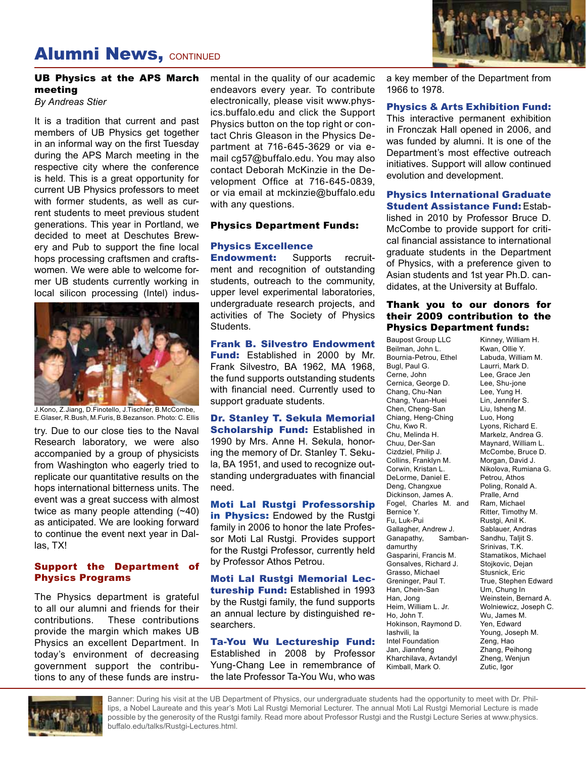## Alumni News, CONTINUED

### UB Physics at the APS March meeting

*By Andreas Stier*

It is a tradition that current and past members of UB Physics get together in an informal way on the first Tuesday during the APS March meeting in the respective city where the conference is held. This is a great opportunity for current UB Physics professors to meet with former students, as well as current students to meet previous student generations. This year in Portland, we decided to meet at Deschutes Brewery and Pub to support the fine local hops processing craftsmen and craftswomen. We were able to welcome former UB students currently working in local silicon processing (Intel) industry. Due to our close ties to the Naval Research laboratory, we were also accompanied by a group of physicists from Washington who eagerly tried to replicate our quantitative results on the hops international bitterness units. The event was a great success with almost twice as many people attending (~40) as anticipated. We are looking forward to continue the event next year in Dallas, TX!

J.Kono, Z.Jiang, D.Finotello, J.Tischler, B.McCombe, E.Glaser, R.Bush, M.Furis, B.Bezanson. Photo: C. Ellis

### Support the Department of Physics Programs

The Physics department is grateful to all our alumni and friends for their contributions. These contributions provide the margin which makes UB Physics an excellent Department. In today's environment of decreasing government support the contributions to any of these funds are instrumental in the quality of our academic endeavors every year. To contribute electronically, please visit www.physics.buffalo.edu and click the Support Physics button on the top right or contact Chris Gleason in the Physics Department at 716-645-3629 or via e-mail cg57@buffalo.edu. You may also contact Deborah McKinzie in the Development Office at 716-645-0839, or via email at mckinzie@buffalo.edu with any questions.

### Physics Department Funds:

**Physics Excellence Endowment:** Supports recruitment and recognition of outstanding students, outreach to the community, upper level experimental laboratories, undergraduate research projects, and activities of The Society of Physics Students.

**Frank B. Silvestro Endowment Fund:** Established in 2000 by Mr. Frank Silvestro, BA 1962, MA 1968, the fund supports outstanding students with financial need. Currently used to support graduate students.

**Dr. Stanley T. Sekula Memorial Scholarship Fund:** Established in 1990 by Mrs. Anne H. Sekula, honoring the memory of Dr. Stanley T. Sekula, BA 1951, and used to recognize outstanding undergraduates with financial need.

**Moti Lal Rustgi Professorship in Physics:** Endowed by the Rustgi family in 2006 to honor the late Professor Moti Lal Rustgi. Provides support for the Rustgi Professor, currently held by Professor Athos Petrou.

**Moti Lal Rustgi Memorial Lectureship Fund:** Established in 1993 by the Rustgi family, the fund supports an annual lecture by distinguished researchers.

**Ta-You Wu Lectureship Fund:** Established in 2008 by Professor Yung-Chang Lee in remembrance of the late Professor Ta-You Wu, who was a key member of the Department from 1966 to 1978.

**Physics & Arts Exhibition Fund:** This interactive permanent exhibition in Fronczak Hall opened in 2006, and was funded by alumni. It is one of the Department's most effective outreach initiatives. Support will allow continued evolution and development.

**Physics International Graduate Student Assistance Fund:** Established in 2010 by Professor Bruce D. McCombe to provide support for critical financial assistance to international graduate students in the Department of Physics, with a preference given to Asian students and 1st year Ph.D. candidates, at the University at Buffalo.

### Thank you to our donors for their 2009 contribution to the Physics Department funds:

Baupost Group LLC
Beilman, John L.
Bournia-Petrou, Ethel
Bugl, Paul G.
Cerne, John
Cernica, George D.
Chang, Chu-Nan
Chang, Yuan-Huei
Chen, Cheng-San
Chiang, Heng-Ching
Chu, Kwo R.
Chu, Melinda H.
Chuu, Der-San
Cizdziel, Philip J.
Collins, Franklyn M.
Corwin, Kristan L.
DeLorme, Daniel E.
Deng, Changxue
Dickinson, James A.
Fogel, Charles M. and Bernice Y.
Fu, Luk-Pui
Gallagher, Andrew J.
Ganapathy, Sambandamurthy
Gasparini, Francis M.
Gonsalves, Richard J.
Grasso, Michael
Greninger, Paul T.
Han, Chein-San
Han, Jong
Heim, William L. Jr.
Ho, John T.
Hokinson, Raymond D.
Iashvili, Ia
Intel Foundation
Jan, Jiannfeng
Kharchilava, Avtandyl
Kimball, Mark O.
Kinney, William H.
Kwan, Ollie Y.
Labuda, William M.
Laurri, Mark D.
Lee, Grace Jen
Lee, Shu-jone
Lee, Yung H.
Lin, Jennifer S.
Liu, Isheng M.
Luo, Hong
Lyons, Richard E.
Markelz, Andrea G.
Maynard, William L.
McCombe, Bruce D.
Morgan, David J.
Nikolova, Rumiana G.
Petrou, Athos
Poling, Ronald A.
Pralle, Arnd
Ram, Michael
Ritter, Timothy M.
Rustgi, Anil K.
Sablauer, Andras
Sandhu, Taljit S.
Srinivas, T.K.
Stamatikos, Michael
Stojkovic, Dejan
Stusnick, Eric
True, Stephen Edward
Um, Chung In
Weinstein, Bernard A.
Wolniewicz, Joseph C.
Wu, James M.
Yen, Edward
Young, Joseph M.
Zeng, Hao
Zhang, Peihong
Zheng, Wenjun
Zutic, Igor

Banner: During his visit at the UB Department of Physics, our undergraduate students had the opportunity to meet with Dr. Phillips, a Nobel Laureate and this year's Moti Lal Rustgi Memorial Lecturer. The annual Moti Lal Rustgi Memorial Lecture is made possible by the generosity of the Rustgi family. Read more about Professor Rustgi and the Rustgi Lecture Series at www.physics.buffalo.edu/talks/Rustgi-Lectures.html.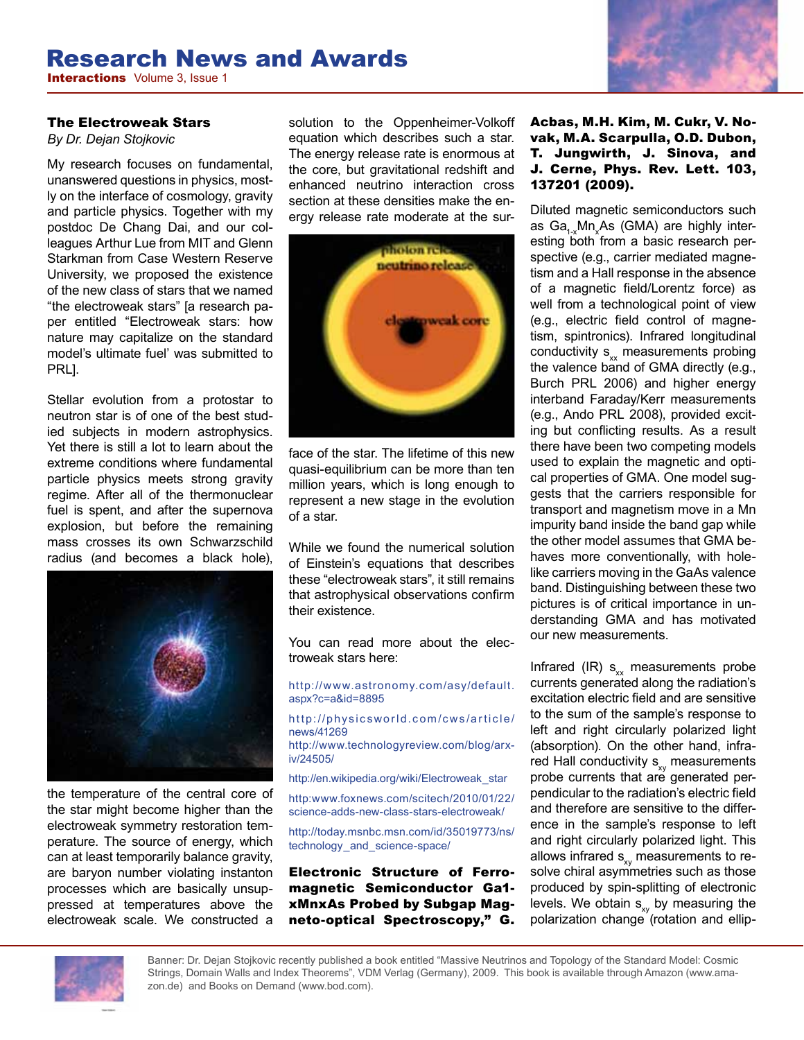# Research News and Awards

## The Electroweak Stars

*By Dr. Dejan Stojkovic*

My research focuses on fundamental, unanswered questions in physics, mostly on the interface of cosmology, gravity and particle physics. Together with my postdoc De Chang Dai, and our colleagues Arthur Lue from MIT and Glenn Starkman from Case Western Reserve University, we proposed the existence of the new class of stars that we named "the electroweak stars" [a research paper entitled "Electroweak stars: how nature may capitalize on the standard model's ultimate fuel' was submitted to PRL].

Stellar evolution from a protostar to neutron star is of one of the best studied subjects in modern astrophysics. Yet there is still a lot to learn about the extreme conditions where fundamental particle physics meets strong gravity regime. After all of the thermonuclear fuel is spent, and after the supernova explosion, but before the remaining mass crosses its own Schwarzschild radius (and becomes a black hole), the temperature of the central core of the star might become higher than the electroweak symmetry restoration temperature. The source of energy, which can at least temporarily balance gravity, are baryon number violating instanton processes which are basically unsuppressed at temperatures above the electroweak scale. We constructed a solution to the Oppenheimer-Volkoff equation which describes such a star. The energy release rate is enormous at the core, but gravitational redshift and enhanced neutrino interaction cross section at these densities make the energy release rate moderate at the surface of the star. The lifetime of this new quasi-equilibrium can be more than ten million years, which is long enough to represent a new stage in the evolution of a star.

While we found the numerical solution of Einstein's equations that describes these "electroweak stars", it still remains that astrophysical observations confirm their existence.

You can read more about the electroweak stars here:

http://www.astronomy.com/asy/default.aspx?c=a&id=8895

http://physicsworld.com/cws/article/news/41269

http://www.technologyreview.com/blog/arxiv/24505/

http://en.wikipedia.org/wiki/Electroweak_star

http:www.foxnews.com/scitech/2010/01/22/science-adds-new-class-stars-electroweak/

http://today.msnbc.msn.com/id/35019773/ns/technology_and_science-space/

## Electronic Structure of Ferromagnetic Semiconductor Ga1-xMnxAs Probed by Subgap Magneto-optical Spectroscopy," G. Acbas, M.H. Kim, M. Cukr, V. Novak, M.A. Scarpulla, O.D. Dubon, T. Jungwirth, J. Sinova, and J. Cerne, Phys. Rev. Lett. 103, 137201 (2009).

Diluted magnetic semiconductors such as $Ga_{1-x}Mn_xAs$ (GMA) are highly interesting both from a basic research perspective (e.g., carrier mediated magnetism and a Hall response in the absence of a magnetic field/Lorentz force) as well from a technological point of view (e.g., electric field control of magnetism, spintronics). Infrared longitudinal conductivity $s_{xx}$ measurements probing the valence band of GMA directly (e.g., Burch PRL 2006) and higher energy interband Faraday/Kerr measurements (e.g., Ando PRL 2008), provided exciting but conflicting results. As a result there have been two competing models used to explain the magnetic and optical properties of GMA. One model suggests that the carriers responsible for transport and magnetism move in a Mn impurity band inside the band gap while the other model assumes that GMA behaves more conventionally, with hole-like carriers moving in the GaAs valence band. Distinguishing between these two pictures is of critical importance in understanding GMA and has motivated our new measurements.

Infrared (IR) $s_{xx}$ measurements probe currents generated along the radiation's excitation electric field and are sensitive to the sum of the sample's response to left and right circularly polarized light (absorption). On the other hand, infrared Hall conductivity $s_{xy}$ measurements probe currents that are generated perpendicular to the radiation's electric field and therefore are sensitive to the difference in the sample's response to left and right circularly polarized light. This allows infrared $s_{xy}$ measurements to resolve chiral asymmetries such as those produced by spin-splitting of electronic levels. We obtain $s_{xy}$ by measuring the polarization change (rotation and ellip-

Banner: Dr. Dejan Stojkovic recently published a book entitled "Massive Neutrinos and Topology of the Standard Model: Cosmic Strings, Domain Walls and Index Theorems", VDM Verlag (Germany), 2009. This book is available through Amazon (www.amazon.de) and Books on Demand (www.bod.com).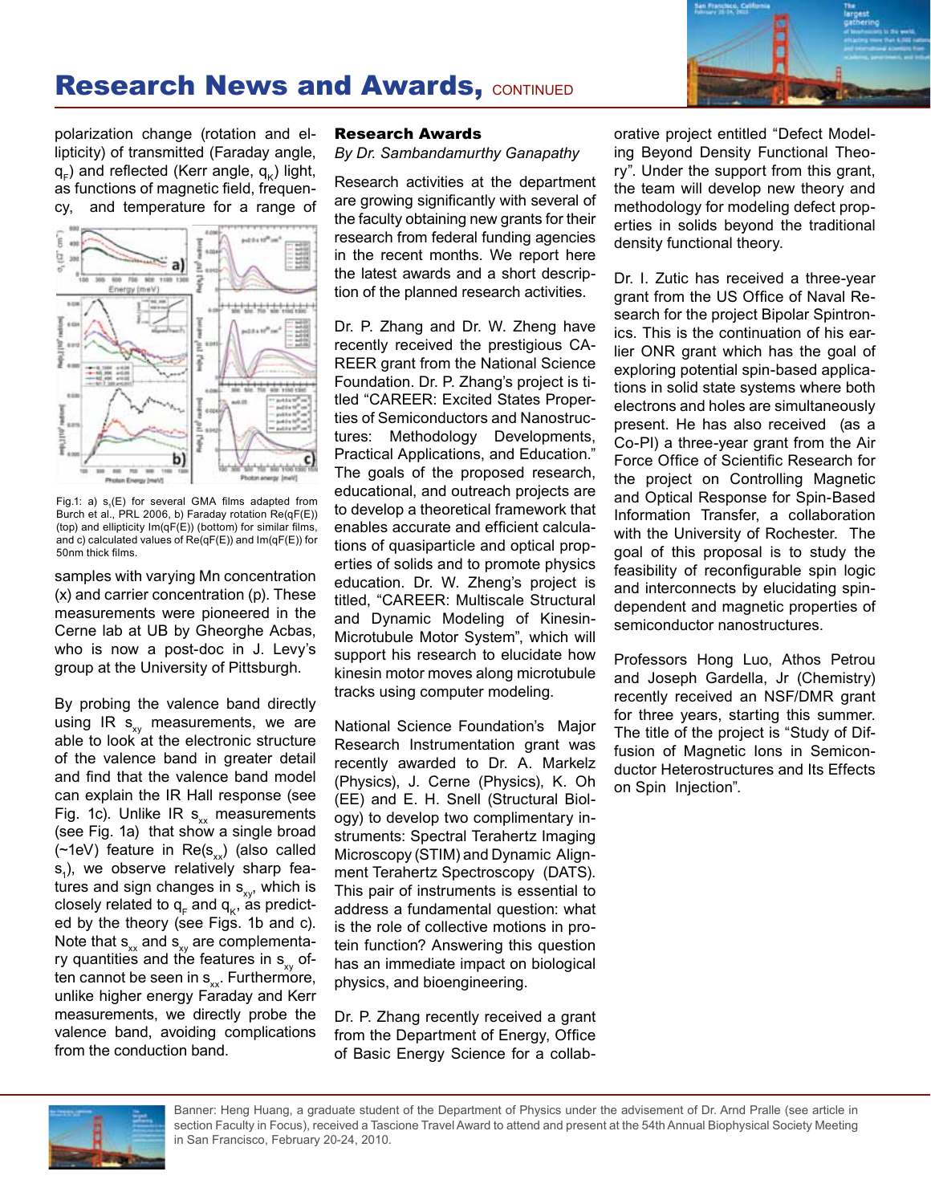# Research News and Awards, CONTINUED

polarization change (rotation and ellipticity) of transmitted (Faraday angle, $q_F$) and reflected (Kerr angle, $q_K$) light, as functions of magnetic field, frequency, and temperature for a range of samples with varying Mn concentration (x) and carrier concentration (p). These measurements were pioneered in the Cerne lab at UB by Gheorghe Acbas, who is now a post-doc in J. Levy's group at the University of Pittsburgh.

Fig.1: a) $s_1(E)$ for several GMA films adapted from Burch et al., PRL 2006, b) Faraday rotation Re(qF(E)) (top) and ellipticity Im(qF(E)) (bottom) for similar films, and c) calculated values of Re(qF(E)) and Im(qF(E)) for 50nm thick films.

By probing the valence band directly using IR $s_{xy}$ measurements, we are able to look at the electronic structure of the valence band in greater detail and find that the valence band model can explain the IR Hall response (see Fig. 1c). Unlike IR $s_{xx}$ measurements (see Fig. 1a) that show a single broad (~1eV) feature in Re($s_{xx}$) (also called $s_1$), we observe relatively sharp features and sign changes in $s_{xy}$, which is closely related to $q_F$ and $q_K$, as predicted by the theory (see Figs. 1b and c). Note that $s_{xx}$ and $s_{xy}$ are complementary quantities and the features in $s_{xy}$ often cannot be seen in $s_{xx}$. Furthermore, unlike higher energy Faraday and Kerr measurements, we directly probe the valence band, avoiding complications from the conduction band.

## Research Awards

*By Dr. Sambandamurthy Ganapathy*

Research activities at the department are growing significantly with several of the faculty obtaining new grants for their research from federal funding agencies in the recent months. We report here the latest awards and a short description of the planned research activities.

Dr. P. Zhang and Dr. W. Zheng have recently received the prestigious CAREER grant from the National Science Foundation. Dr. P. Zhang's project is titled "CAREER: Excited States Properties of Semiconductors and Nanostructures: Methodology Developments, Practical Applications, and Education." The goals of the proposed research, educational, and outreach projects are to develop a theoretical framework that enables accurate and efficient calculations of quasiparticle and optical properties of solids and to promote physics education. Dr. W. Zheng's project is titled, "CAREER: Multiscale Structural and Dynamic Modeling of Kinesin-Microtubule Motor System", which will support his research to elucidate how kinesin motor moves along microtubule tracks using computer modeling.

National Science Foundation's Major Research Instrumentation grant was recently awarded to Dr. A. Markelz (Physics), J. Cerne (Physics), K. Oh (EE) and E. H. Snell (Structural Biology) to develop two complimentary instruments: Spectral Terahertz Imaging Microscopy (STIM) and Dynamic Alignment Terahertz Spectroscopy (DATS). This pair of instruments is essential to address a fundamental question: what is the role of collective motions in protein function? Answering this question has an immediate impact on biological physics, and bioengineering.

Dr. P. Zhang recently received a grant from the Department of Energy, Office of Basic Energy Science for a collaborative project entitled "Defect Modeling Beyond Density Functional Theory". Under the support from this grant, the team will develop new theory and methodology for modeling defect properties in solids beyond the traditional density functional theory.

Dr. I. Zutic has received a three-year grant from the US Office of Naval Research for the project Bipolar Spintronics. This is the continuation of his earlier ONR grant which has the goal of exploring potential spin-based applications in solid state systems where both electrons and holes are simultaneously present. He has also received (as a Co-PI) a three-year grant from the Air Force Office of Scientific Research for the project on Controlling Magnetic and Optical Response for Spin-Based Information Transfer, a collaboration with the University of Rochester. The goal of this proposal is to study the feasibility of reconfigurable spin logic and interconnects by elucidating spin-dependent and magnetic properties of semiconductor nanostructures.

Professors Hong Luo, Athos Petrou and Joseph Gardella, Jr (Chemistry) recently received an NSF/DMR grant for three years, starting this summer. The title of the project is "Study of Diffusion of Magnetic Ions in Semiconductor Heterostructures and Its Effects on Spin Injection".

Banner: Heng Huang, a graduate student of the Department of Physics under the advisement of Dr. Arnd Pralle (see article in section Faculty in Focus), received a Tascione Travel Award to attend and present at the 54th Annual Biophysical Society Meeting in San Francisco, February 20-24, 2010.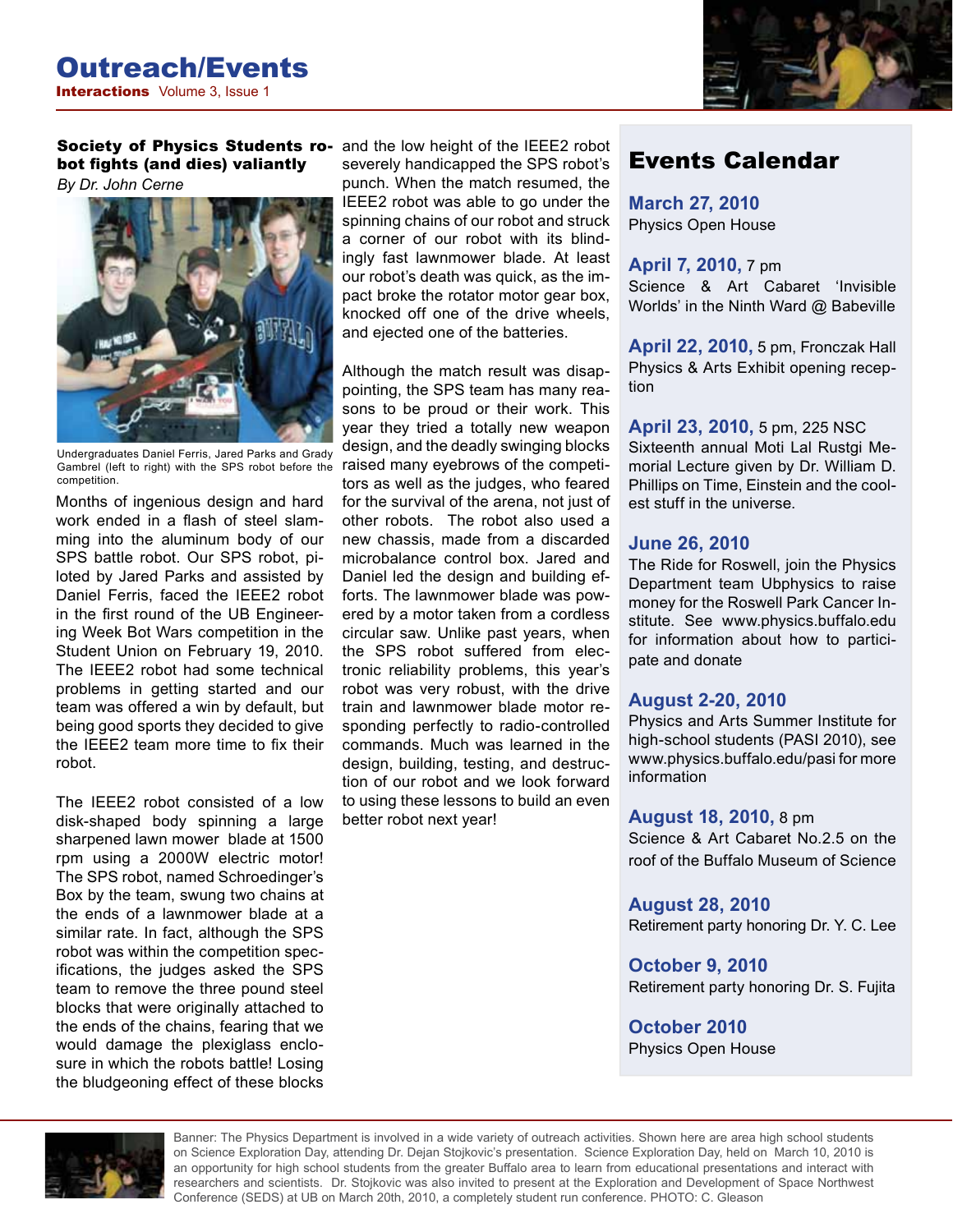# Outreach/Events

## Society of Physics Students robot fights (and dies) valiantly

*By Dr. John Cerne*

Undergraduates Daniel Ferris, Jared Parks and Grady Gambrel (left to right) with the SPS robot before the competition.

Months of ingenious design and hard work ended in a flash of steel slamming into the aluminum body of our SPS battle robot. Our SPS robot, piloted by Jared Parks and assisted by Daniel Ferris, faced the IEEE2 robot in the first round of the UB Engineering Week Bot Wars competition in the Student Union on February 19, 2010. The IEEE2 robot had some technical problems in getting started and our team was offered a win by default, but being good sports they decided to give the IEEE2 team more time to fix their robot.

The IEEE2 robot consisted of a low disk-shaped body spinning a large sharpened lawn mower blade at 1500 rpm using a 2000W electric motor! The SPS robot, named Schroedinger's Box by the team, swung two chains at the ends of a lawnmower blade at a similar rate. In fact, although the SPS robot was within the competition specifications, the judges asked the SPS team to remove the three pound steel blocks that were originally attached to the ends of the chains, fearing that we would damage the plexiglass enclosure in which the robots battle! Losing the bludgeoning effect of these blocks and the low height of the IEEE2 robot severely handicapped the SPS robot's punch. When the match resumed, the IEEE2 robot was able to go under the spinning chains of our robot and struck a corner of our robot with its blindingly fast lawnmower blade. At least our robot's death was quick, as the impact broke the rotator motor gear box, knocked off one of the drive wheels, and ejected one of the batteries.

Although the match result was disappointing, the SPS team has many reasons to be proud or their work. This year they tried a totally new weapon design, and the deadly swinging blocks raised many eyebrows of the competitors as well as the judges, who feared for the survival of the arena, not just of other robots. The robot also used a new chassis, made from a discarded microbalance control box. Jared and Daniel led the design and building efforts. The lawnmower blade was powered by a motor taken from a cordless circular saw. Unlike past years, when the SPS robot suffered from electronic reliability problems, this year's robot was very robust, with the drive train and lawnmower blade motor responding perfectly to radio-controlled commands. Much was learned in the design, building, testing, and destruction of our robot and we look forward to using these lessons to build an even better robot next year!

## Events Calendar

**March 27, 2010**
Physics Open House

**April 7, 2010,** 7 pm
Science & Art Cabaret 'Invisible Worlds' in the Ninth Ward @ Babeville

**April 22, 2010,** 5 pm, Fronczak Hall
Physics & Arts Exhibit opening reception

**April 23, 2010,** 5 pm, 225 NSC
Sixteenth annual Moti Lal Rustgi Memorial Lecture given by Dr. William D. Phillips on Time, Einstein and the coolest stuff in the universe.

**June 26, 2010**
The Ride for Roswell, join the Physics Department team Ubphysics to raise money for the Roswell Park Cancer Institute. See www.physics.buffalo.edu for information about how to participate and donate

**August 2-20, 2010**
Physics and Arts Summer Institute for high-school students (PASI 2010), see www.physics.buffalo.edu/pasi for more information

**August 18, 2010,** 8 pm
Science & Art Cabaret No.2.5 on the roof of the Buffalo Museum of Science

**August 28, 2010**
Retirement party honoring Dr. Y. C. Lee

**October 9, 2010**
Retirement party honoring Dr. S. Fujita

**October 2010**
Physics Open House

Banner: The Physics Department is involved in a wide variety of outreach activities. Shown here are area high school students on Science Exploration Day, attending Dr. Dejan Stojkovic's presentation. Science Exploration Day, held on March 10, 2010 is an opportunity for high school students from the greater Buffalo area to learn from educational presentations and interact with researchers and scientists. Dr. Stojkovic was also invited to present at the Exploration and Development of Space Northwest Conference (SEDS) at UB on March 20th, 2010, a completely student run conference. PHOTO: C. Gleason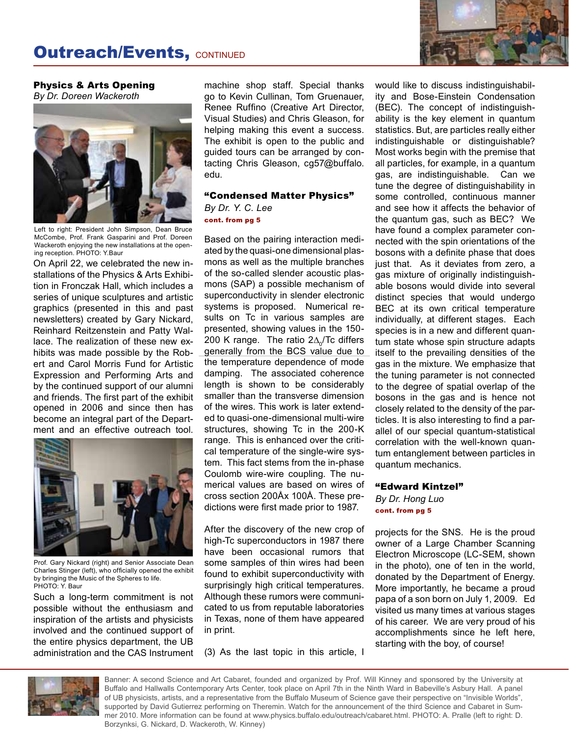# Outreach/Events, CONTINUED

### Physics & Arts Opening

*By Dr. Doreen Wackeroth*

Left to right: President John Simpson, Dean Bruce McCombe, Prof. Frank Gasparini and Prof. Doreen Wackeroth enjoying the new installations at the opening reception. PHOTO: Y.Baur

On April 22, we celebrated the new installations of the Physics & Arts Exhibition in Fronczak Hall, which includes a series of unique sculptures and artistic graphics (presented in this and past newsletters) created by Gary Nickard, Reinhard Reitzenstein and Patty Wallace. The realization of these new exhibits was made possible by the Robert and Carol Morris Fund for Artistic Expression and Performing Arts and by the continued support of our alumni and friends. The first part of the exhibit opened in 2006 and since then has become an integral part of the Department and an effective outreach tool.

Prof. Gary Nickard (right) and Senior Associate Dean Charles Stinger (left), who officially opened the exhibit by bringing the Music of the Spheres to life. PHOTO: Y. Baur

Such a long-term commitment is not possible without the enthusiasm and inspiration of the artists and physicists involved and the continued support of the entire physics department, the UB administration and the CAS Instrument machine shop staff. Special thanks go to Kevin Cullinan, Tom Gruenauer, Renee Ruffino (Creative Art Director, Visual Studies) and Chris Gleason, for helping making this event a success. The exhibit is open to the public and guided tours can be arranged by contacting Chris Gleason, cg57@buffalo.edu.

### "Condensed Matter Physics"

*By Dr. Y. C. Lee*

**cont. from pg 5**

Based on the pairing interaction mediated by the quasi-one dimensional plasmons as well as the multiple branches of the so-called slender acoustic plasmons (SAP) a possible mechanism of superconductivity in slender electronic systems is proposed. Numerical results on Tc in various samples are presented, showing values in the 150-200 K range. The ratio $2\Delta_0$/Tc differs generally from the BCS value due to the temperature dependence of mode damping. The associated coherence length is shown to be considerably smaller than the transverse dimension of the wires. This work is later extended to quasi-one-dimensional multi-wire structures, showing Tc in the 200-K range. This is enhanced over the critical temperature of the single-wire system. This fact stems from the in-phase Coulomb wire-wire coupling. The numerical values are based on wires of cross section 200Åx 100Å. These predictions were first made prior to 1987.

After the discovery of the new crop of high-Tc superconductors in 1987 there have been occasional rumors that some samples of thin wires had been found to exhibit superconductivity with surprisingly high critical temperatures. Although these rumors were communicated to us from reputable laboratories in Texas, none of them have appeared in print.

(3) As the last topic in this article, I would like to discuss indistinguishability and Bose-Einstein Condensation (BEC). The concept of indistinguishability is the key element in quantum statistics. But, are particles really either indistinguishable or distinguishable? Most works begin with the premise that all particles, for example, in a quantum gas, are indistinguishable. Can we tune the degree of distinguishability in some controlled, continuous manner and see how it affects the behavior of the quantum gas, such as BEC? We have found a complex parameter connected with the spin orientations of the bosons with a definite phase that does just that. As it deviates from zero, a gas mixture of originally indistinguishable bosons would divide into several distinct species that would undergo BEC at its own critical temperature individually, at different stages. Each species is in a new and different quantum state whose spin structure adapts itself to the prevailing densities of the gas in the mixture. We emphasize that the tuning parameter is not connected to the degree of spatial overlap of the bosons in the gas and is hence not closely related to the density of the particles. It is also interesting to find a parallel of our special quantum-statistical correlation with the well-known quantum entanglement between particles in quantum mechanics.

### "Edward Kintzel"

*By Dr. Hong Luo*

**cont. from pg 5**

projects for the SNS. He is the proud owner of a Large Chamber Scanning Electron Microscope (LC-SEM, shown in the photo), one of ten in the world, donated by the Department of Energy. More importantly, he became a proud papa of a son born on July 1, 2009. Ed visited us many times at various stages of his career. We are very proud of his accomplishments since he left here, starting with the boy, of course!

Banner: A second Science and Art Cabaret, founded and organized by Prof. Will Kinney and sponsored by the University at Buffalo and Hallwalls Contemporary Arts Center, took place on April 7th in the Ninth Ward in Babeville's Asbury Hall. A panel of UB physicists, artists, and a representative from the Buffalo Museum of Science gave their perspective on "Invisible Worlds", supported by David Gutierrez performing on Theremin. Watch for the announcement of the third Science and Cabaret in Summer 2010. More information can be found at www.physics.buffalo.edu/outreach/cabaret.html. PHOTO: A. Pralle (left to right: D. Borzynksi, G. Nickard, D. Wackeroth, W. Kinney)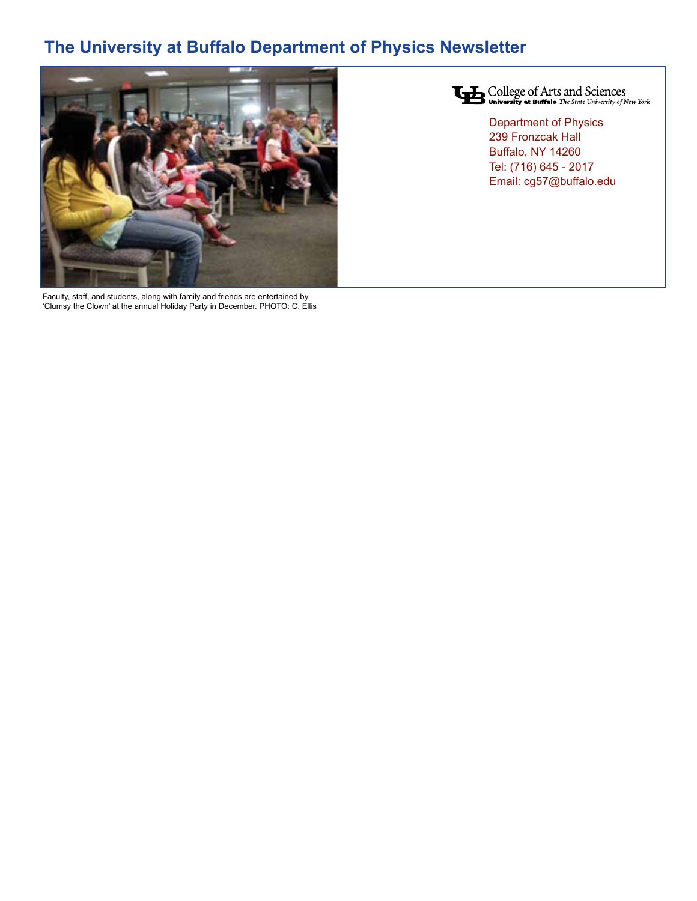# The University at Buffalo Department of Physics Newsletter

Faculty, staff, and students, along with family and friends are entertained by 'Clumsy the Clown' at the annual Holiday Party in December. PHOTO: C. Ellis

College of Arts and Sciences
University at Buffalo *The State University of New York*

Department of Physics
239 Fronzcak Hall
Buffalo, NY 14260
Tel: (716) 645 - 2017
Email: cg57@buffalo.edu